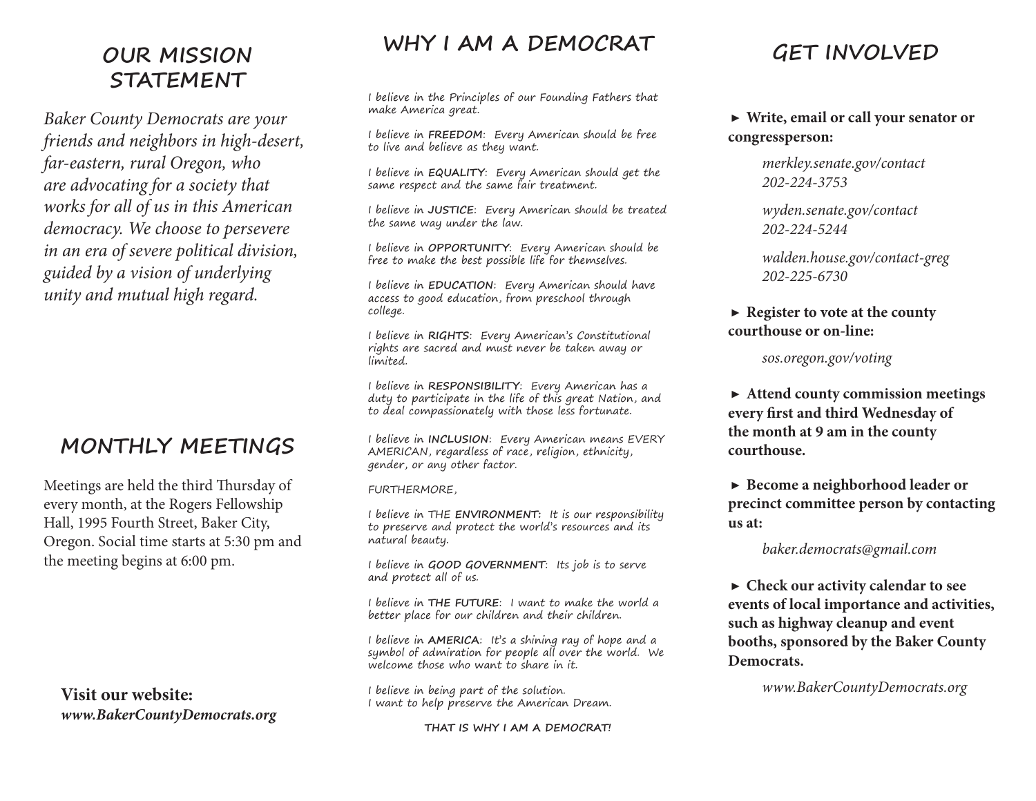## OUR MISSION STATEMENT

*Baker County Democrats are your friends and neighbors in high-desert, far-eastern, rural Oregon, who are advocating for a society that works for all of us in this American democracy. We choose to persevere in an era of severe political division, guided by a vision of underlying unity and mutual high regard.*

## MONTHLY MEETINGS

Meetings are held the third Thursday of every month, at the Rogers Fellowship Hall, 1995 Fourth Street, Baker City, Oregon. Social time starts at 5:30 pm and the meeting begins at 6:00 pm.

**Visit our website:**
***www.BakerCountyDemocrats.org***

## WHY I AM A DEMOCRAT

I believe in the Principles of our Founding Fathers that make America great.

I believe in **FREEDOM**: Every American should be free to live and believe as they want.

I believe in **EQUALITY**: Every American should get the same respect and the same fair treatment.

I believe in **JUSTICE**: Every American should be treated the same way under the law.

I believe in **OPPORTUNITY**: Every American should be free to make the best possible life for themselves.

I believe in **EDUCATION**: Every American should have access to good education, from preschool through college.

I believe in **RIGHTS**: Every American's Constitutional rights are sacred and must never be taken away or limited.

I believe in **RESPONSIBILITY**: Every American has a duty to participate in the life of this great Nation, and to deal compassionately with those less fortunate.

I believe in **INCLUSION**: Every American means EVERY AMERICAN, regardless of race, religion, ethnicity, gender, or any other factor.

FURTHERMORE,

I believe in THE **ENVIRONMENT:** It is our responsibility to preserve and protect the world's resources and its natural beauty.

I believe in **GOOD GOVERNMENT**: Its job is to serve and protect all of us.

I believe in **THE FUTURE**: I want to make the world a better place for our children and their children.

I believe in **AMERICA**: It's a shining ray of hope and a symbol of admiration for people all over the world. We welcome those who want to share in it.

I believe in being part of the solution.
I want to help preserve the American Dream.

**THAT IS WHY I AM A DEMOCRAT!**

## GET INVOLVED

► **Write, email or call your senator or congressperson:**

*merkley.senate.gov/contact*
*202-224-3753*

*wyden.senate.gov/contact*
*202-224-5244*

*walden.house.gov/contact-greg*
*202-225-6730*

► **Register to vote at the county courthouse or on-line:**

*sos.oregon.gov/voting*

► **Attend county commission meetings every first and third Wednesday of the month at 9 am in the county courthouse.**

► **Become a neighborhood leader or precinct committee person by contacting us at:**

*baker.democrats@gmail.com*

► **Check our activity calendar to see events of local importance and activities, such as highway cleanup and event booths, sponsored by the Baker County Democrats.**

*www.BakerCountyDemocrats.org*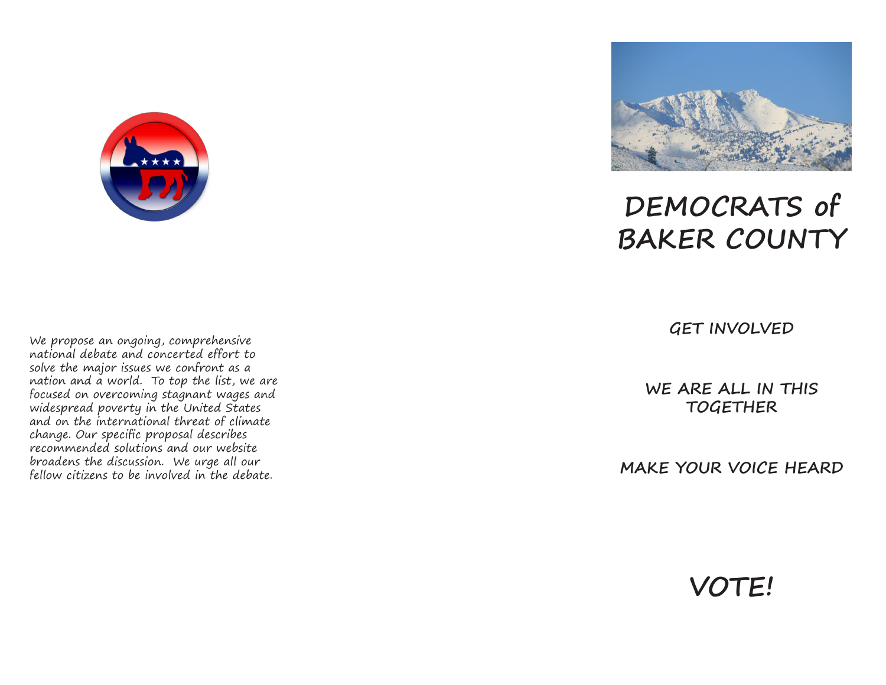We propose an ongoing, comprehensive national debate and concerted effort to solve the major issues we confront as a nation and a world. To top the list, we are focused on overcoming stagnant wages and widespread poverty in the United States and on the international threat of climate change. Our specific proposal describes recommended solutions and our website broadens the discussion. We urge all our fellow citizens to be involved in the debate.

# DEMOCRATS of BAKER COUNTY

**GET INVOLVED**

**WE ARE ALL IN THIS TOGETHER**

**MAKE YOUR VOICE HEARD**

# VOTE!